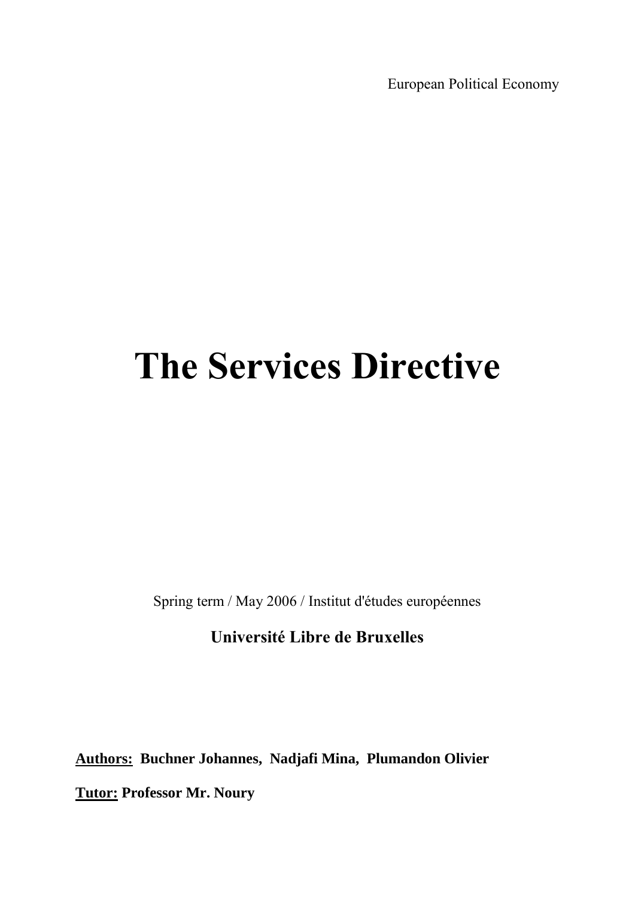European Political Economy

# The Services Directive

Spring term / May 2006 / Institut d'études européennes

**Université Libre de Bruxelles**

**Authors:** **Buchner Johannes, Nadjafi Mina, Plumandon Olivier**

**Tutor:** **Professor Mr. Noury**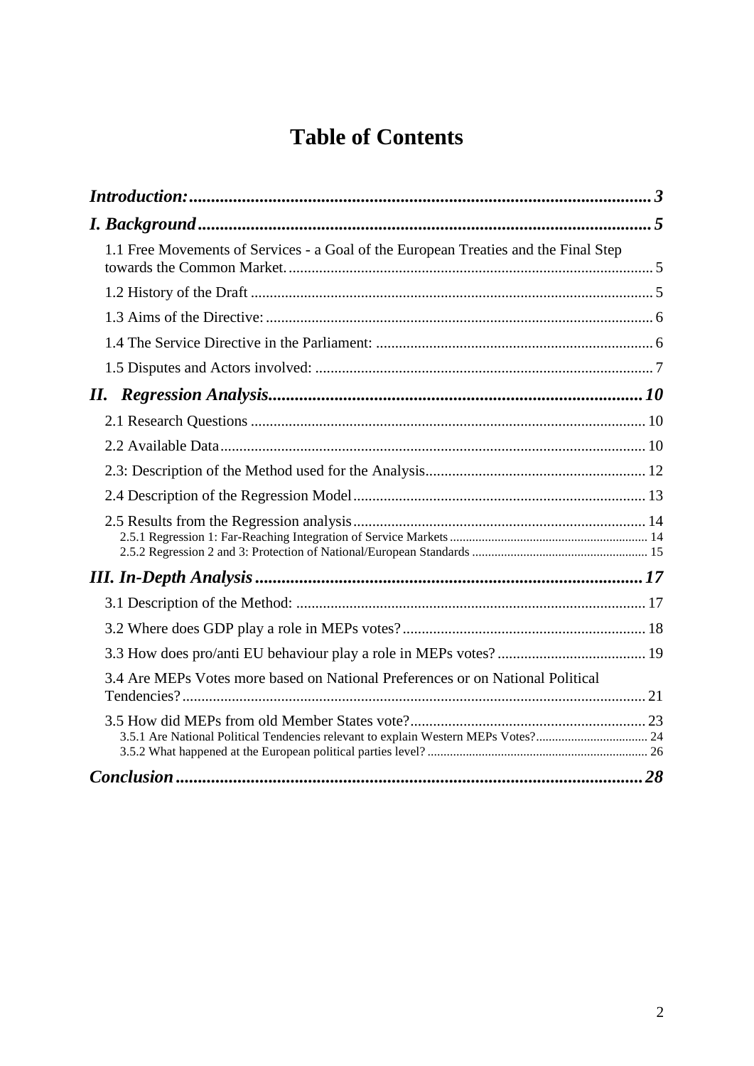# Table of Contents

***Introduction:*** ......................................................................................................... **3**

***I. Background*** ........................................................................................................ **5**

1.1 Free Movements of Services - a Goal of the European Treaties and the Final Step towards the Common Market. ............................................................................................... 5

1.2 History of the Draft ......................................................................................................... 5

1.3 Aims of the Directive: ..................................................................................................... 6

1.4 The Service Directive in the Parliament: ......................................................................... 6

1.5 Disputes and Actors involved: ........................................................................................ 7

***II. Regression Analysis*** ..................................................................................... **10**

2.1 Research Questions ....................................................................................................... 10

2.2 Available Data ............................................................................................................... 10

2.3: Description of the Method used for the Analysis .......................................................... 12

2.4 Description of the Regression Model ............................................................................ 13

2.5 Results from the Regression analysis ............................................................................ 14

2.5.1 Regression 1: Far-Reaching Integration of Service Markets ............................................................ 14

2.5.2 Regression 2 and 3: Protection of National/European Standards ..................................................... 15

***III. In-Depth Analysis*** ....................................................................................... **17**

3.1 Description of the Method: ........................................................................................... 17

3.2 Where does GDP play a role in MEPs votes? ............................................................... 18

3.3 How does pro/anti EU behaviour play a role in MEPs votes? ....................................... 19

3.4 Are MEPs Votes more based on National Preferences or on National Political Tendencies? ......................................................................................................................... 21

3.5 How did MEPs from old Member States vote? ............................................................. 23

3.5.1 Are National Political Tendencies relevant to explain Western MEPs Votes? .................................. 24

3.5.2 What happened at the European political parties level? .................................................................... 26

***Conclusion*** ........................................................................................................ **28**